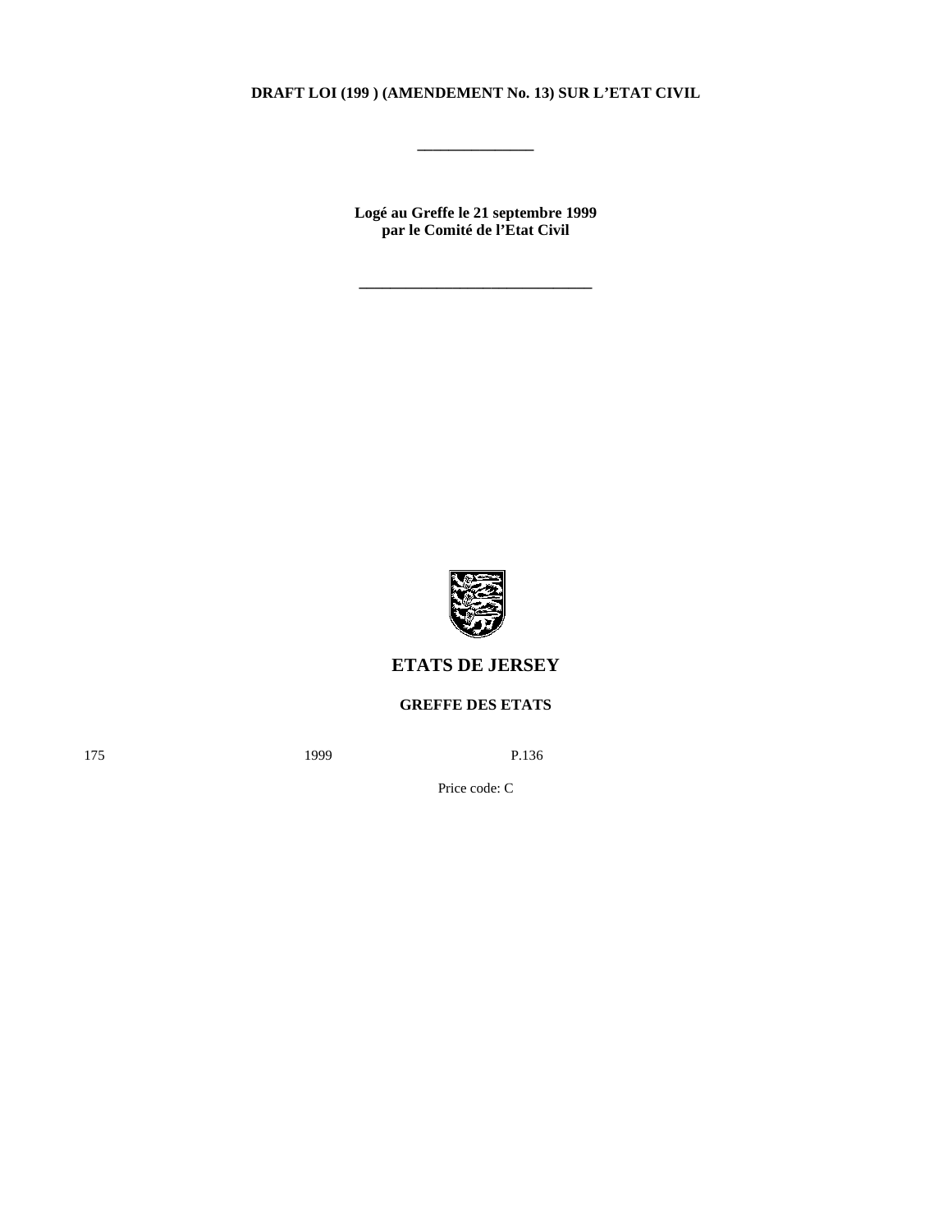**DRAFT LOI (199 ) (AMENDEMENT No. 13) SUR L'ETAT CIVIL**

---

**Logé au Greffe le 21 septembre 1999**
**par le Comité de l'Etat Civil**

---

## ETATS DE JERSEY

**GREFFE DES ETATS**

175 1999 P.136

Price code: C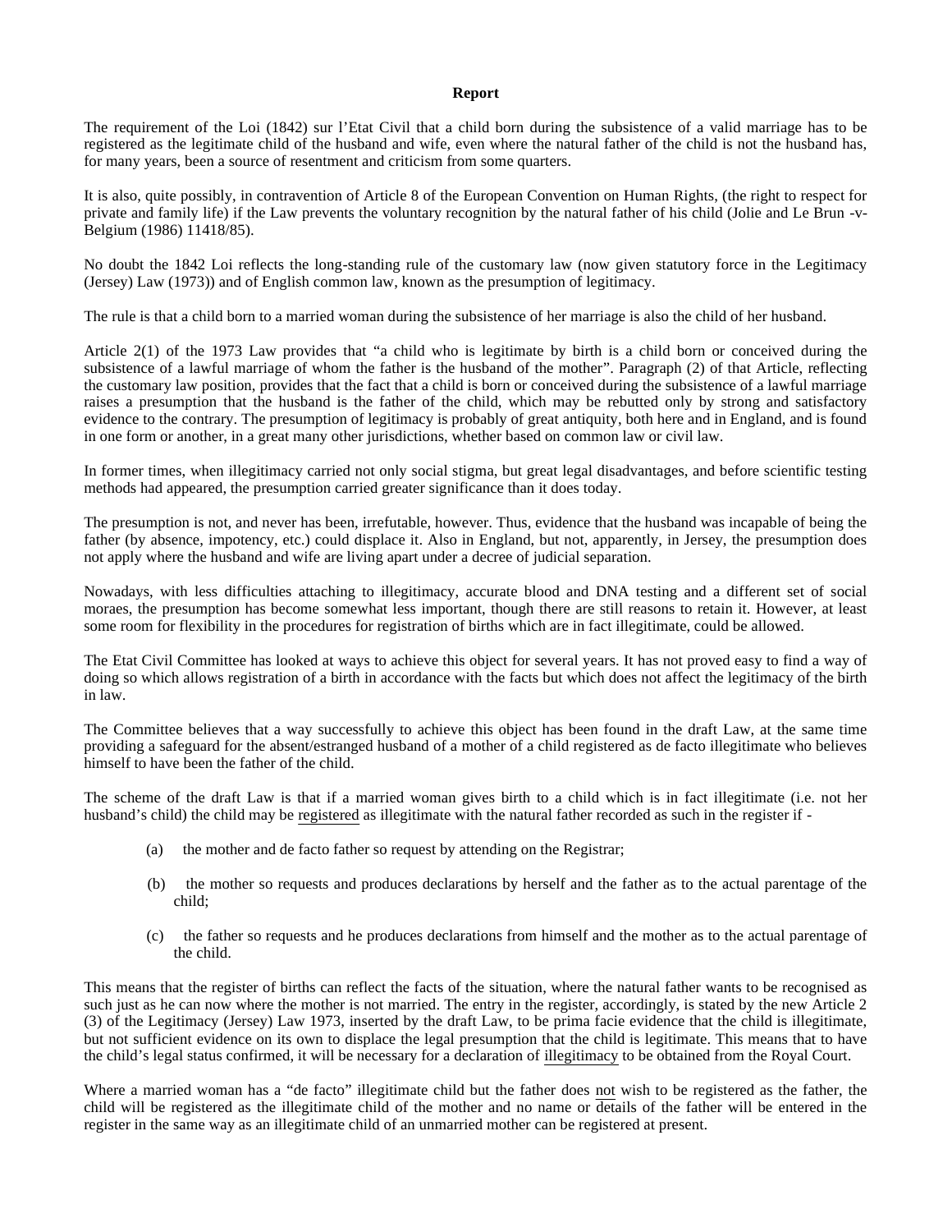**Report**

The requirement of the Loi (1842) sur l'Etat Civil that a child born during the subsistence of a valid marriage has to be registered as the legitimate child of the husband and wife, even where the natural father of the child is not the husband has, for many years, been a source of resentment and criticism from some quarters.

It is also, quite possibly, in contravention of Article 8 of the European Convention on Human Rights, (the right to respect for private and family life) if the Law prevents the voluntary recognition by the natural father of his child (Jolie and Le Brun -v- Belgium (1986) 11418/85).

No doubt the 1842 Loi reflects the long-standing rule of the customary law (now given statutory force in the Legitimacy (Jersey) Law (1973)) and of English common law, known as the presumption of legitimacy.

The rule is that a child born to a married woman during the subsistence of her marriage is also the child of her husband.

Article 2(1) of the 1973 Law provides that "a child who is legitimate by birth is a child born or conceived during the subsistence of a lawful marriage of whom the father is the husband of the mother". Paragraph (2) of that Article, reflecting the customary law position, provides that the fact that a child is born or conceived during the subsistence of a lawful marriage raises a presumption that the husband is the father of the child, which may be rebutted only by strong and satisfactory evidence to the contrary. The presumption of legitimacy is probably of great antiquity, both here and in England, and is found in one form or another, in a great many other jurisdictions, whether based on common law or civil law.

In former times, when illegitimacy carried not only social stigma, but great legal disadvantages, and before scientific testing methods had appeared, the presumption carried greater significance than it does today.

The presumption is not, and never has been, irrefutable, however. Thus, evidence that the husband was incapable of being the father (by absence, impotency, etc.) could displace it. Also in England, but not, apparently, in Jersey, the presumption does not apply where the husband and wife are living apart under a decree of judicial separation.

Nowadays, with less difficulties attaching to illegitimacy, accurate blood and DNA testing and a different set of social moraes, the presumption has become somewhat less important, though there are still reasons to retain it. However, at least some room for flexibility in the procedures for registration of births which are in fact illegitimate, could be allowed.

The Etat Civil Committee has looked at ways to achieve this object for several years. It has not proved easy to find a way of doing so which allows registration of a birth in accordance with the facts but which does not affect the legitimacy of the birth in law.

The Committee believes that a way successfully to achieve this object has been found in the draft Law, at the same time providing a safeguard for the absent/estranged husband of a mother of a child registered as de facto illegitimate who believes himself to have been the father of the child.

The scheme of the draft Law is that if a married woman gives birth to a child which is in fact illegitimate (i.e. not her husband's child) the child may be registered as illegitimate with the natural father recorded as such in the register if -

(a) the mother and de facto father so request by attending on the Registrar;

(b) the mother so requests and produces declarations by herself and the father as to the actual parentage of the child;

(c) the father so requests and he produces declarations from himself and the mother as to the actual parentage of the child.

This means that the register of births can reflect the facts of the situation, where the natural father wants to be recognised as such just as he can now where the mother is not married. The entry in the register, accordingly, is stated by the new Article 2 (3) of the Legitimacy (Jersey) Law 1973, inserted by the draft Law, to be prima facie evidence that the child is illegitimate, but not sufficient evidence on its own to displace the legal presumption that the child is legitimate. This means that to have the child's legal status confirmed, it will be necessary for a declaration of illegitimacy to be obtained from the Royal Court.

Where a married woman has a "de facto" illegitimate child but the father does not wish to be registered as the father, the child will be registered as the illegitimate child of the mother and no name or details of the father will be entered in the register in the same way as an illegitimate child of an unmarried mother can be registered at present.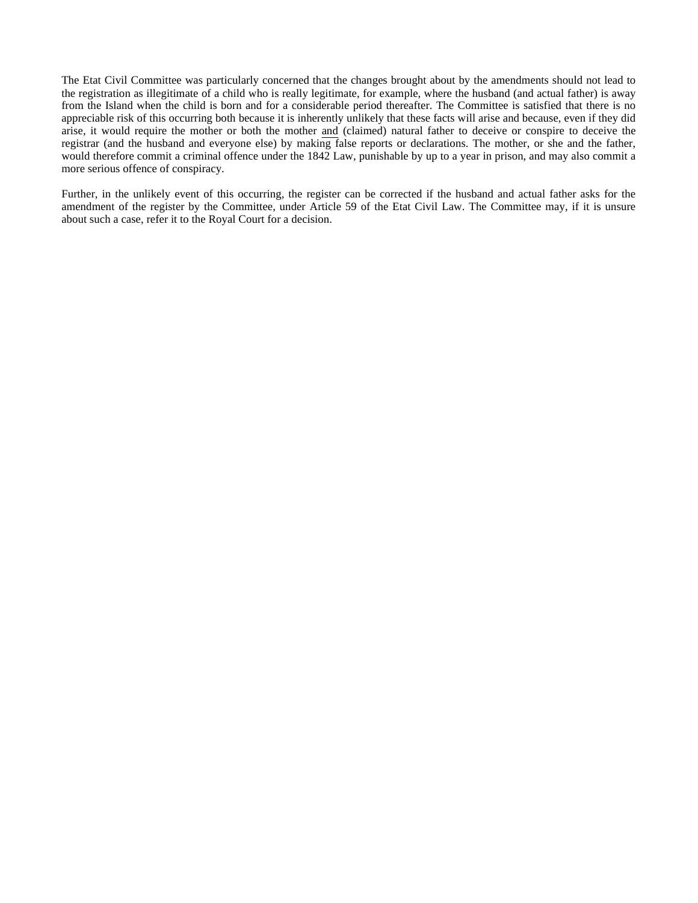The Etat Civil Committee was particularly concerned that the changes brought about by the amendments should not lead to the registration as illegitimate of a child who is really legitimate, for example, where the husband (and actual father) is away from the Island when the child is born and for a considerable period thereafter. The Committee is satisfied that there is no appreciable risk of this occurring both because it is inherently unlikely that these facts will arise and because, even if they did arise, it would require the mother or both the mother <u>and</u> (claimed) natural father to deceive or conspire to deceive the registrar (and the husband and everyone else) by making false reports or declarations. The mother, or she and the father, would therefore commit a criminal offence under the 1842 Law, punishable by up to a year in prison, and may also commit a more serious offence of conspiracy.

Further, in the unlikely event of this occurring, the register can be corrected if the husband and actual father asks for the amendment of the register by the Committee, under Article 59 of the Etat Civil Law. The Committee may, if it is unsure about such a case, refer it to the Royal Court for a decision.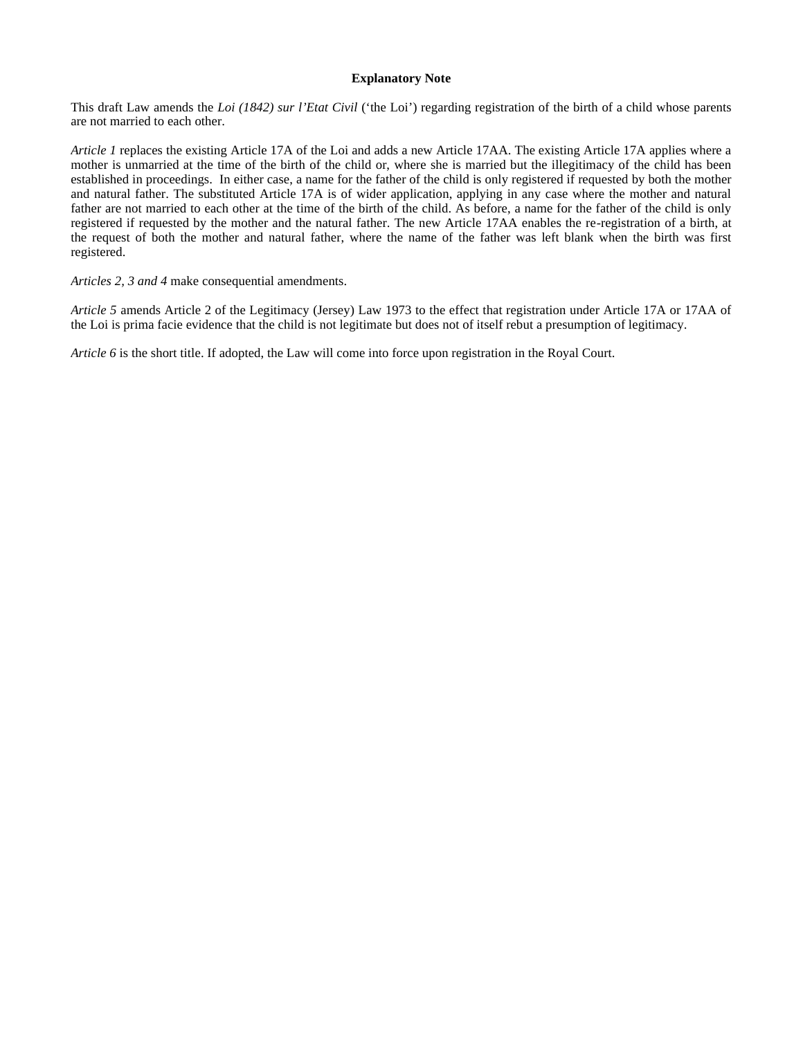# Explanatory Note

This draft Law amends the *Loi (1842) sur l'Etat Civil* ('the Loi') regarding registration of the birth of a child whose parents are not married to each other.

*Article 1* replaces the existing Article 17A of the Loi and adds a new Article 17AA. The existing Article 17A applies where a mother is unmarried at the time of the birth of the child or, where she is married but the illegitimacy of the child has been established in proceedings. In either case, a name for the father of the child is only registered if requested by both the mother and natural father. The substituted Article 17A is of wider application, applying in any case where the mother and natural father are not married to each other at the time of the birth of the child. As before, a name for the father of the child is only registered if requested by the mother and the natural father. The new Article 17AA enables the re-registration of a birth, at the request of both the mother and natural father, where the name of the father was left blank when the birth was first registered.

*Articles 2, 3 and 4* make consequential amendments.

*Article 5* amends Article 2 of the Legitimacy (Jersey) Law 1973 to the effect that registration under Article 17A or 17AA of the Loi is prima facie evidence that the child is not legitimate but does not of itself rebut a presumption of legitimacy.

*Article 6* is the short title. If adopted, the Law will come into force upon registration in the Royal Court.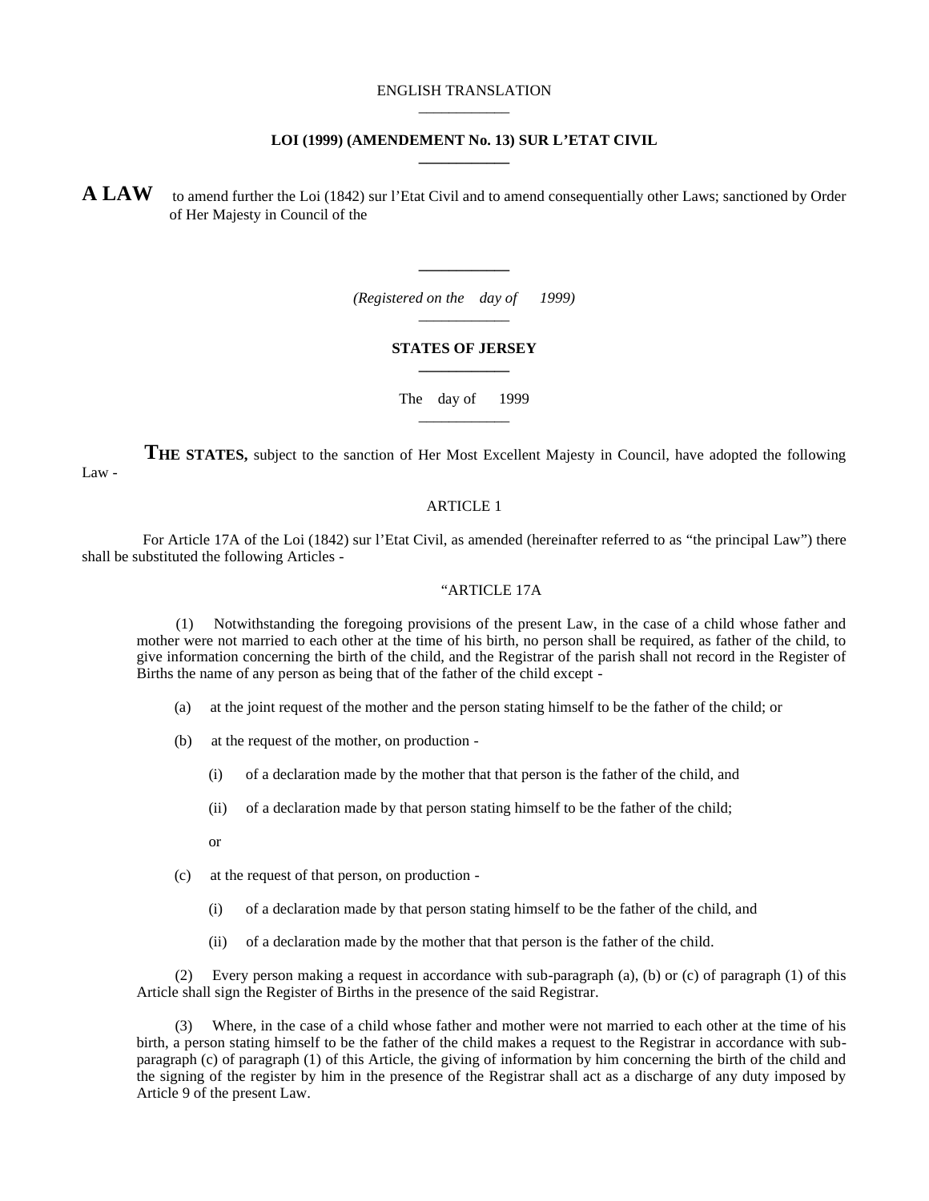ENGLISH TRANSLATION

---

**LOI (1999) (AMENDEMENT No. 13) SUR L'ETAT CIVIL**

---

**A LAW** to amend further the Loi (1842) sur l'Etat Civil and to amend consequentially other Laws; sanctioned by Order of Her Majesty in Council of the

---

*(Registered on the day of 1999)*

---

**STATES OF JERSEY**

---

The day of 1999

---

**THE STATES,** subject to the sanction of Her Most Excellent Majesty in Council, have adopted the following Law -

ARTICLE 1

For Article 17A of the Loi (1842) sur l'Etat Civil, as amended (hereinafter referred to as "the principal Law") there shall be substituted the following Articles -

"ARTICLE 17A

(1) Notwithstanding the foregoing provisions of the present Law, in the case of a child whose father and mother were not married to each other at the time of his birth, no person shall be required, as father of the child, to give information concerning the birth of the child, and the Registrar of the parish shall not record in the Register of Births the name of any person as being that of the father of the child except -

(a) at the joint request of the mother and the person stating himself to be the father of the child; or

(b) at the request of the mother, on production -

(i) of a declaration made by the mother that that person is the father of the child, and

(ii) of a declaration made by that person stating himself to be the father of the child;

or

(c) at the request of that person, on production -

(i) of a declaration made by that person stating himself to be the father of the child, and

(ii) of a declaration made by the mother that that person is the father of the child.

(2) Every person making a request in accordance with sub-paragraph (a), (b) or (c) of paragraph (1) of this Article shall sign the Register of Births in the presence of the said Registrar.

(3) Where, in the case of a child whose father and mother were not married to each other at the time of his birth, a person stating himself to be the father of the child makes a request to the Registrar in accordance with sub-paragraph (c) of paragraph (1) of this Article, the giving of information by him concerning the birth of the child and the signing of the register by him in the presence of the Registrar shall act as a discharge of any duty imposed by Article 9 of the present Law.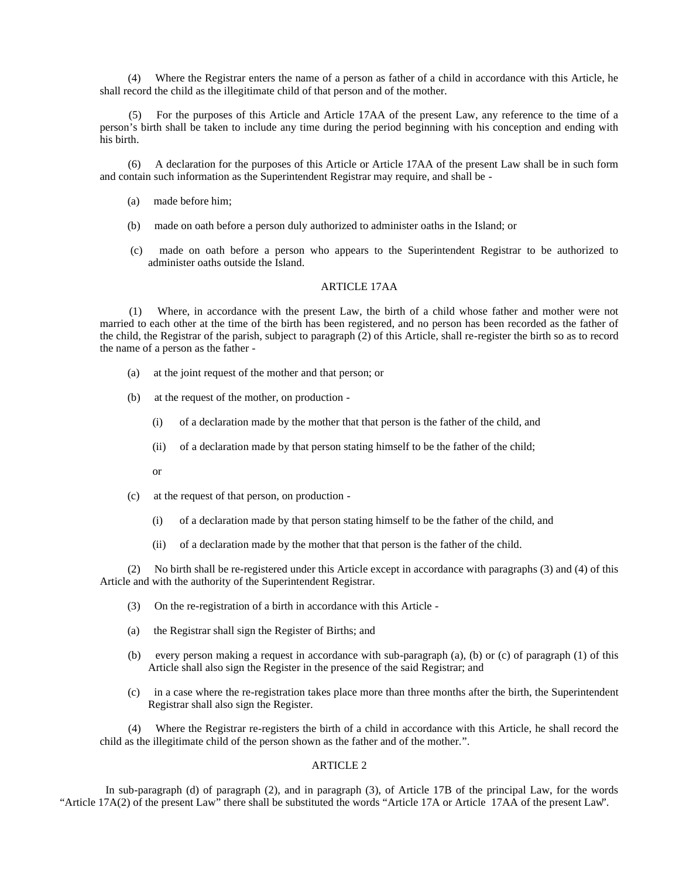(4) Where the Registrar enters the name of a person as father of a child in accordance with this Article, he shall record the child as the illegitimate child of that person and of the mother.

(5) For the purposes of this Article and Article 17AA of the present Law, any reference to the time of a person's birth shall be taken to include any time during the period beginning with his conception and ending with his birth.

(6) A declaration for the purposes of this Article or Article 17AA of the present Law shall be in such form and contain such information as the Superintendent Registrar may require, and shall be -

(a) made before him;

(b) made on oath before a person duly authorized to administer oaths in the Island; or

(c) made on oath before a person who appears to the Superintendent Registrar to be authorized to administer oaths outside the Island.

ARTICLE 17AA

(1) Where, in accordance with the present Law, the birth of a child whose father and mother were not married to each other at the time of the birth has been registered, and no person has been recorded as the father of the child, the Registrar of the parish, subject to paragraph (2) of this Article, shall re-register the birth so as to record the name of a person as the father -

(a) at the joint request of the mother and that person; or

(b) at the request of the mother, on production -

(i) of a declaration made by the mother that that person is the father of the child, and

(ii) of a declaration made by that person stating himself to be the father of the child;

or

(c) at the request of that person, on production -

(i) of a declaration made by that person stating himself to be the father of the child, and

(ii) of a declaration made by the mother that that person is the father of the child.

(2) No birth shall be re-registered under this Article except in accordance with paragraphs (3) and (4) of this Article and with the authority of the Superintendent Registrar.

(3) On the re-registration of a birth in accordance with this Article -

(a) the Registrar shall sign the Register of Births; and

(b) every person making a request in accordance with sub-paragraph (a), (b) or (c) of paragraph (1) of this Article shall also sign the Register in the presence of the said Registrar; and

(c) in a case where the re-registration takes place more than three months after the birth, the Superintendent Registrar shall also sign the Register.

(4) Where the Registrar re-registers the birth of a child in accordance with this Article, he shall record the child as the illegitimate child of the person shown as the father and of the mother.".

ARTICLE 2

In sub-paragraph (d) of paragraph (2), and in paragraph (3), of Article 17B of the principal Law, for the words "Article 17A(2) of the present Law" there shall be substituted the words "Article 17A or Article 17AA of the present Law".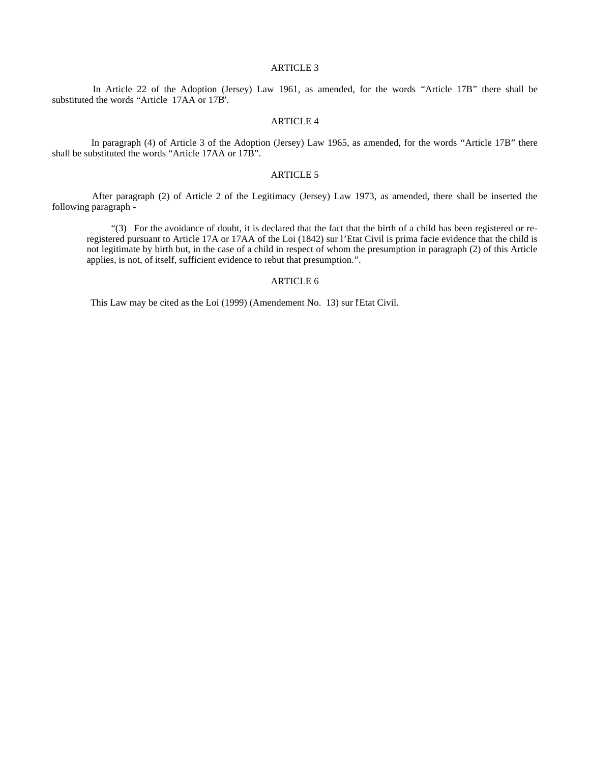ARTICLE 3

In Article 22 of the Adoption (Jersey) Law 1961, as amended, for the words "Article 17B" there shall be substituted the words "Article 17AA or 17B".

ARTICLE 4

In paragraph (4) of Article 3 of the Adoption (Jersey) Law 1965, as amended, for the words "Article 17B" there shall be substituted the words "Article 17AA or 17B".

ARTICLE 5

After paragraph (2) of Article 2 of the Legitimacy (Jersey) Law 1973, as amended, there shall be inserted the following paragraph -

> "(3) For the avoidance of doubt, it is declared that the fact that the birth of a child has been registered or re-registered pursuant to Article 17A or 17AA of the Loi (1842) sur l'Etat Civil is prima facie evidence that the child is not legitimate by birth but, in the case of a child in respect of whom the presumption in paragraph (2) of this Article applies, is not, of itself, sufficient evidence to rebut that presumption.".

ARTICLE 6

This Law may be cited as the Loi (1999) (Amendement No. 13) sur l'Etat Civil.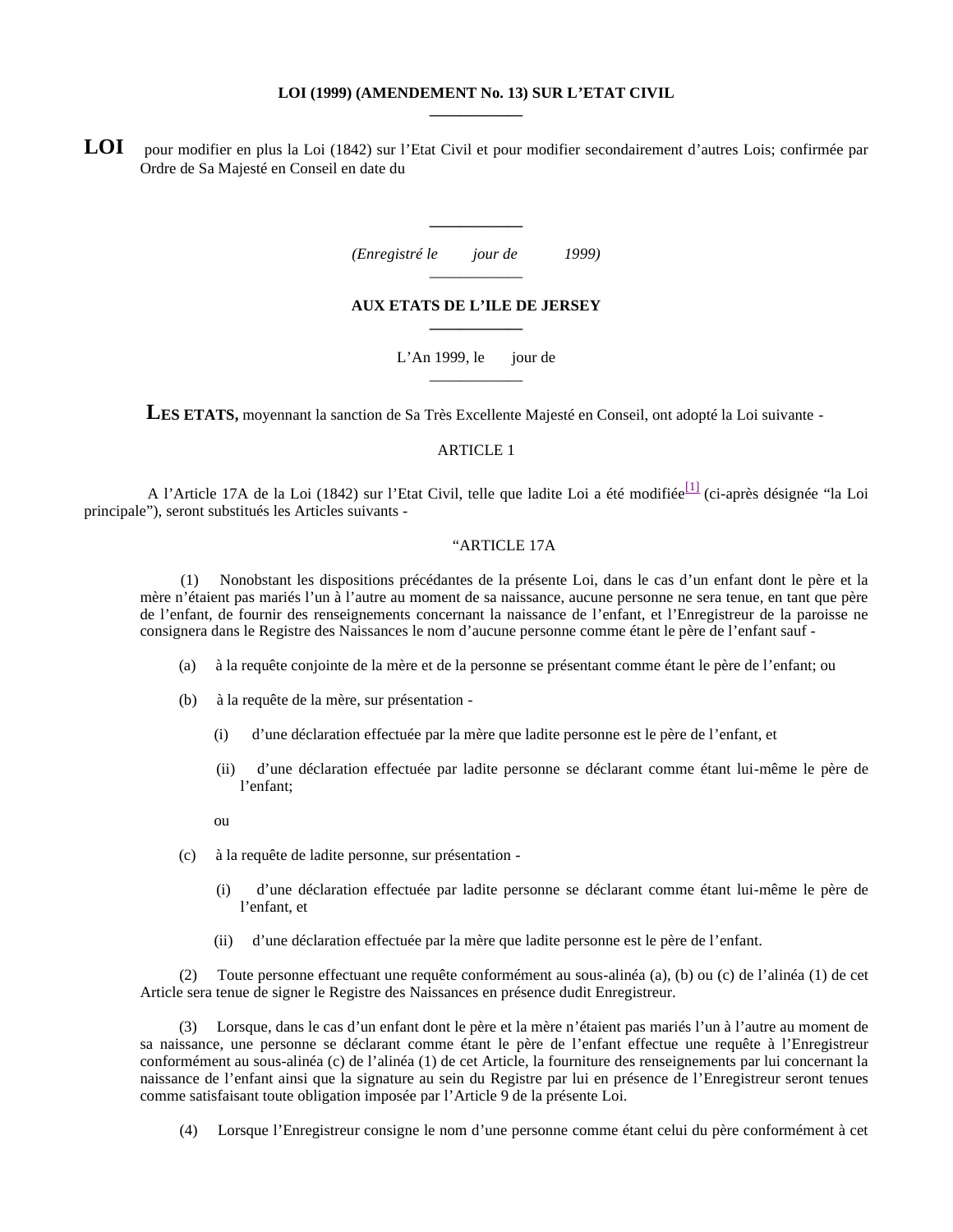**LOI (1999) (AMENDEMENT No. 13) SUR L'ETAT CIVIL**

---

**LOI** pour modifier en plus la Loi (1842) sur l'Etat Civil et pour modifier secondairement d'autres Lois; confirmée par Ordre de Sa Majesté en Conseil en date du

---

*(Enregistré le jour de 1999)*

---

**AUX ETATS DE L'ILE DE JERSEY**

---

L'An 1999, le jour de

---

**LES ETATS,** moyennant la sanction de Sa Très Excellente Majesté en Conseil, ont adopté la Loi suivante -

ARTICLE 1

A l'Article 17A de la Loi (1842) sur l'Etat Civil, telle que ladite Loi a été modifiée[1] (ci-après désignée "la Loi principale"), seront substitués les Articles suivants -

"ARTICLE 17A

(1) Nonobstant les dispositions précédantes de la présente Loi, dans le cas d'un enfant dont le père et la mère n'étaient pas mariés l'un à l'autre au moment de sa naissance, aucune personne ne sera tenue, en tant que père de l'enfant, de fournir des renseignements concernant la naissance de l'enfant, et l'Enregistreur de la paroisse ne consignera dans le Registre des Naissances le nom d'aucune personne comme étant le père de l'enfant sauf -

(a) à la requête conjointe de la mère et de la personne se présentant comme étant le père de l'enfant; ou

(b) à la requête de la mère, sur présentation -

(i) d'une déclaration effectuée par la mère que ladite personne est le père de l'enfant, et

(ii) d'une déclaration effectuée par ladite personne se déclarant comme étant lui-même le père de l'enfant;

ou

(c) à la requête de ladite personne, sur présentation -

(i) d'une déclaration effectuée par ladite personne se déclarant comme étant lui-même le père de l'enfant, et

(ii) d'une déclaration effectuée par la mère que ladite personne est le père de l'enfant.

(2) Toute personne effectuant une requête conformément au sous-alinéa (a), (b) ou (c) de l'alinéa (1) de cet Article sera tenue de signer le Registre des Naissances en présence dudit Enregistreur.

(3) Lorsque, dans le cas d'un enfant dont le père et la mère n'étaient pas mariés l'un à l'autre au moment de sa naissance, une personne se déclarant comme étant le père de l'enfant effectue une requête à l'Enregistreur conformément au sous-alinéa (c) de l'alinéa (1) de cet Article, la fourniture des renseignements par lui concernant la naissance de l'enfant ainsi que la signature au sein du Registre par lui en présence de l'Enregistreur seront tenues comme satisfaisant toute obligation imposée par l'Article 9 de la présente Loi.

(4) Lorsque l'Enregistreur consigne le nom d'une personne comme étant celui du père conformément à cet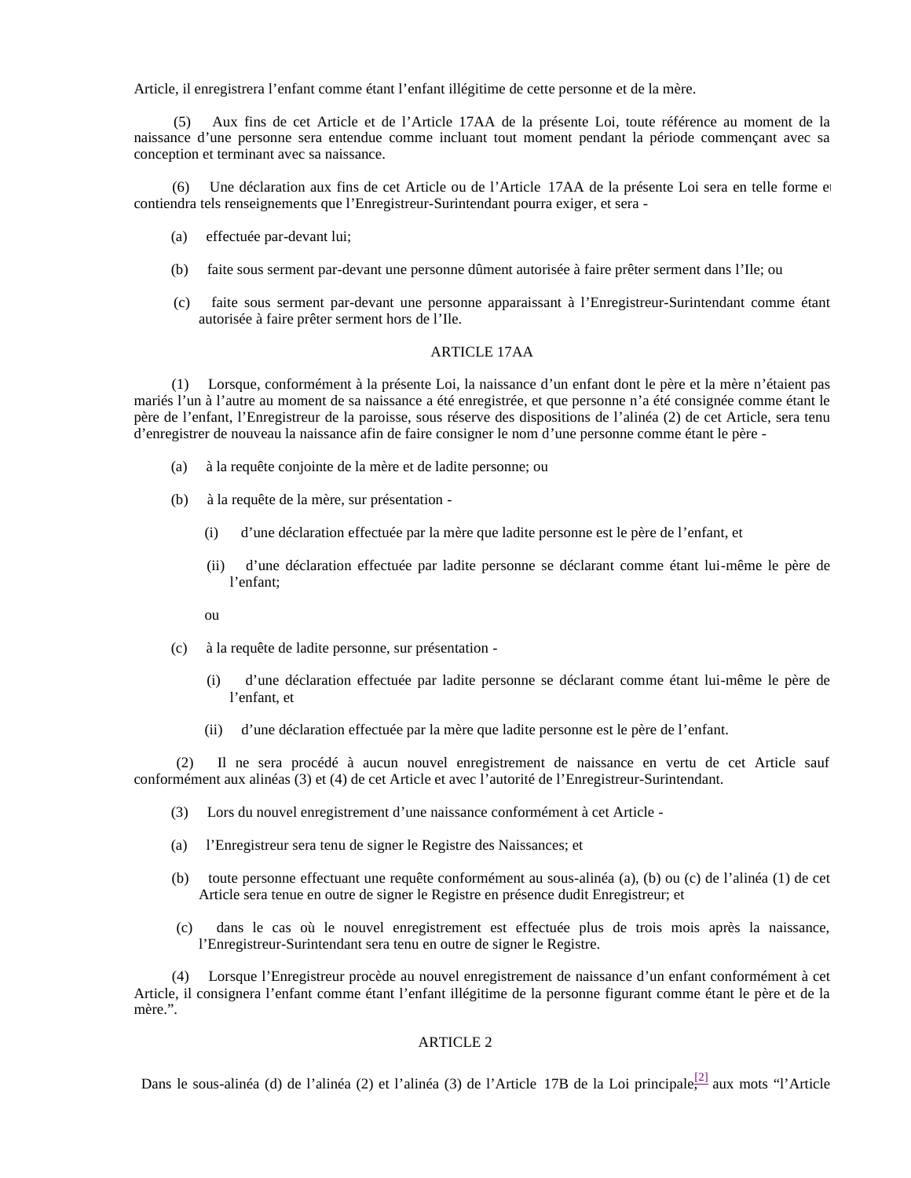Article, il enregistrera l'enfant comme étant l'enfant illégitime de cette personne et de la mère.

(5) Aux fins de cet Article et de l'Article 17AA de la présente Loi, toute référence au moment de la naissance d'une personne sera entendue comme incluant tout moment pendant la période commençant avec sa conception et terminant avec sa naissance.

(6) Une déclaration aux fins de cet Article ou de l'Article 17AA de la présente Loi sera en telle forme et contiendra tels renseignements que l'Enregistreur-Surintendant pourra exiger, et sera -

(a) effectuée par-devant lui;

(b) faite sous serment par-devant une personne dûment autorisée à faire prêter serment dans l'Ile; ou

(c) faite sous serment par-devant une personne apparaissant à l'Enregistreur-Surintendant comme étant autorisée à faire prêter serment hors de l'Ile.

ARTICLE 17AA

(1) Lorsque, conformément à la présente Loi, la naissance d'un enfant dont le père et la mère n'étaient pas mariés l'un à l'autre au moment de sa naissance a été enregistrée, et que personne n'a été consignée comme étant le père de l'enfant, l'Enregistreur de la paroisse, sous réserve des dispositions de l'alinéa (2) de cet Article, sera tenu d'enregistrer de nouveau la naissance afin de faire consigner le nom d'une personne comme étant le père -

(a) à la requête conjointe de la mère et de ladite personne; ou

(b) à la requête de la mère, sur présentation -

(i) d'une déclaration effectuée par la mère que ladite personne est le père de l'enfant, et

(ii) d'une déclaration effectuée par ladite personne se déclarant comme étant lui-même le père de l'enfant;

ou

(c) à la requête de ladite personne, sur présentation -

(i) d'une déclaration effectuée par ladite personne se déclarant comme étant lui-même le père de l'enfant, et

(ii) d'une déclaration effectuée par la mère que ladite personne est le père de l'enfant.

(2) Il ne sera procédé à aucun nouvel enregistrement de naissance en vertu de cet Article sauf conformément aux alinéas (3) et (4) de cet Article et avec l'autorité de l'Enregistreur-Surintendant.

(3) Lors du nouvel enregistrement d'une naissance conformément à cet Article -

(a) l'Enregistreur sera tenu de signer le Registre des Naissances; et

(b) toute personne effectuant une requête conformément au sous-alinéa (a), (b) ou (c) de l'alinéa (1) de cet Article sera tenue en outre de signer le Registre en présence dudit Enregistreur; et

(c) dans le cas où le nouvel enregistrement est effectuée plus de trois mois après la naissance, l'Enregistreur-Surintendant sera tenu en outre de signer le Registre.

(4) Lorsque l'Enregistreur procède au nouvel enregistrement de naissance d'un enfant conformément à cet Article, il consignera l'enfant comme étant l'enfant illégitime de la personne figurant comme étant le père et de la mère.".

ARTICLE 2

Dans le sous-alinéa (d) de l'alinéa (2) et l'alinéa (3) de l'Article 17B de la Loi principale,[2] aux mots "l'Article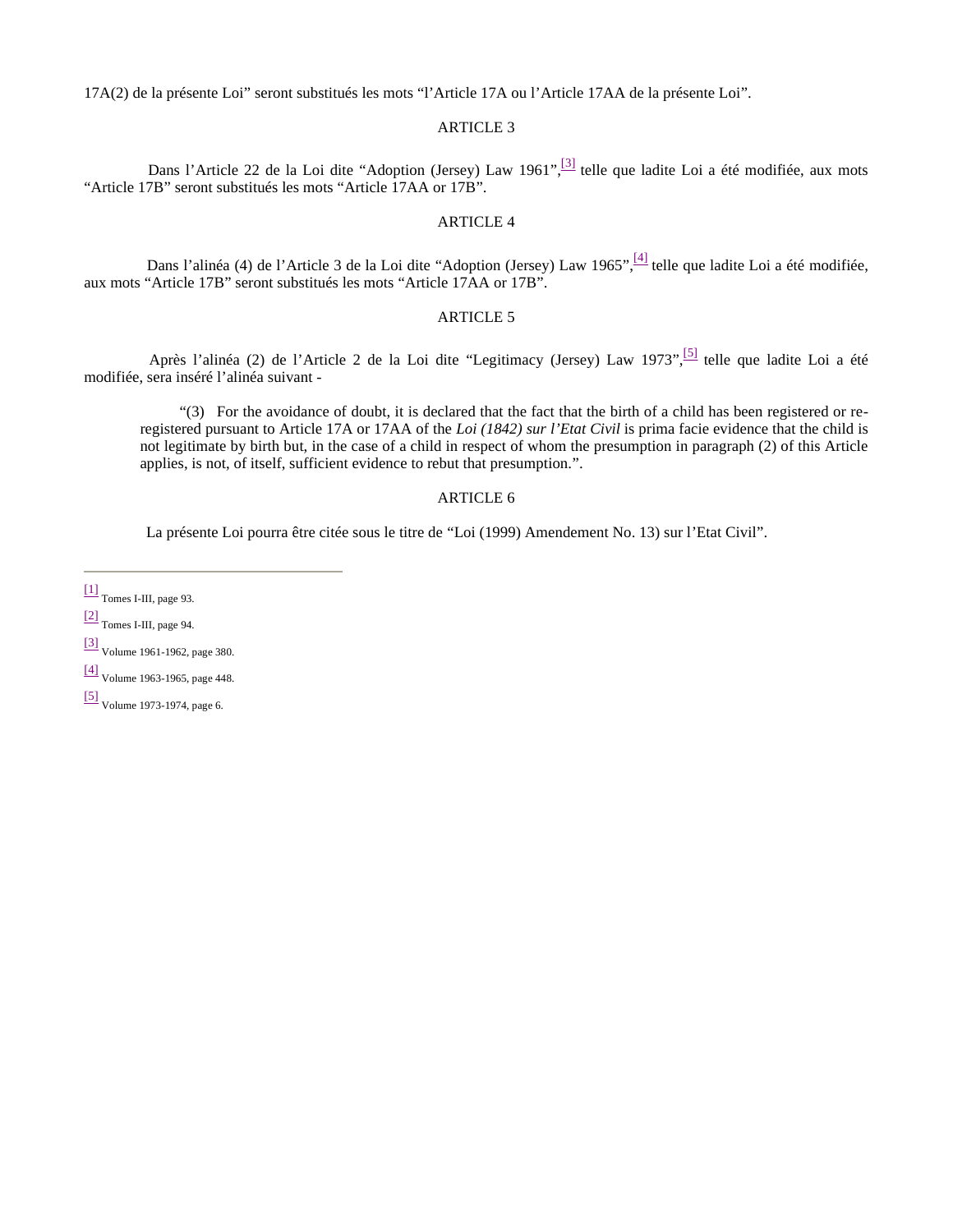17A(2) de la présente Loi” seront substitués les mots “l’Article 17A ou l’Article 17AA de la présente Loi”.

ARTICLE 3

Dans l’Article 22 de la Loi dite “Adoption (Jersey) Law 1961”,[3] telle que ladite Loi a été modifiée, aux mots “Article 17B” seront substitués les mots “Article 17AA or 17B”.

ARTICLE 4

Dans l’alinéa (4) de l’Article 3 de la Loi dite “Adoption (Jersey) Law 1965”,[4] telle que ladite Loi a été modifiée, aux mots “Article 17B” seront substitués les mots “Article 17AA or 17B”.

ARTICLE 5

Après l’alinéa (2) de l’Article 2 de la Loi dite “Legitimacy (Jersey) Law 1973”,[5] telle que ladite Loi a été modifiée, sera inséré l’alinéa suivant -

> “(3) For the avoidance of doubt, it is declared that the fact that the birth of a child has been registered or re-registered pursuant to Article 17A or 17AA of the *Loi (1842) sur l’Etat Civil* is prima facie evidence that the child is not legitimate by birth but, in the case of a child in respect of whom the presumption in paragraph (2) of this Article applies, is not, of itself, sufficient evidence to rebut that presumption.”.

ARTICLE 6

La présente Loi pourra être citée sous le titre de “Loi (1999) Amendement No. 13) sur l’Etat Civil”.

---

[1] Tomes I-III, page 93.

[2] Tomes I-III, page 94.

[3] Volume 1961-1962, page 380.

[4] Volume 1963-1965, page 448.

[5] Volume 1973-1974, page 6.